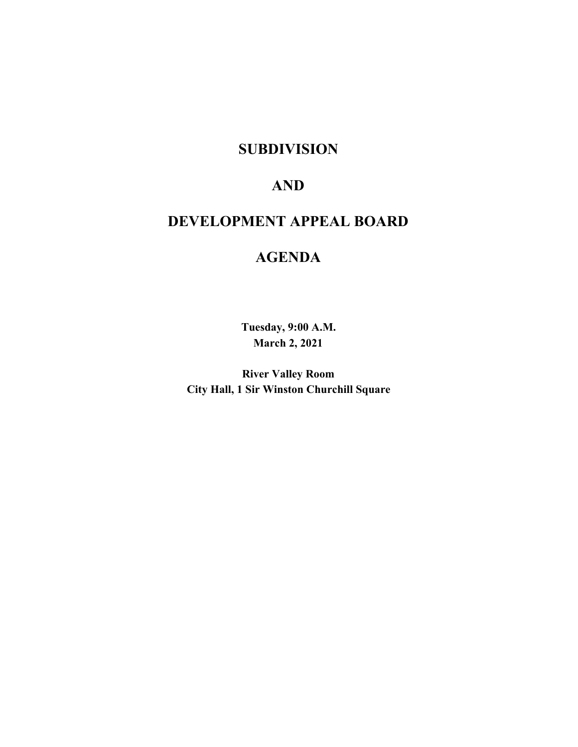# SUBDIVISION

# AND

# DEVELOPMENT APPEAL BOARD

# AGENDA

**Tuesday, 9:00 A.M.**
**March 2, 2021**

**River Valley Room**
**City Hall, 1 Sir Winston Churchill Square**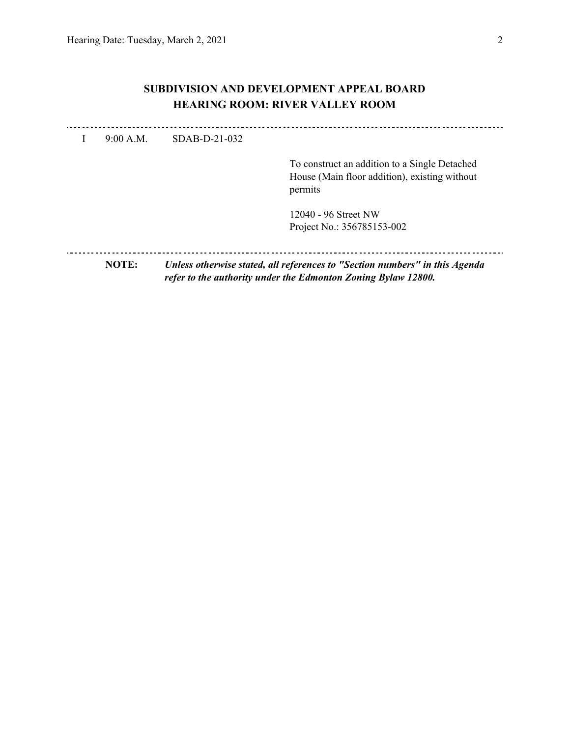## SUBDIVISION AND DEVELOPMENT APPEAL BOARD
## HEARING ROOM: RIVER VALLEY ROOM

---

I    9:00 A.M.    SDAB-D-21-032

To construct an addition to a Single Detached House (Main floor addition), existing without permits

12040 - 96 Street NW
Project No.: 356785153-002

---

**NOTE:** ***Unless otherwise stated, all references to "Section numbers" in this Agenda refer to the authority under the Edmonton Zoning Bylaw 12800.***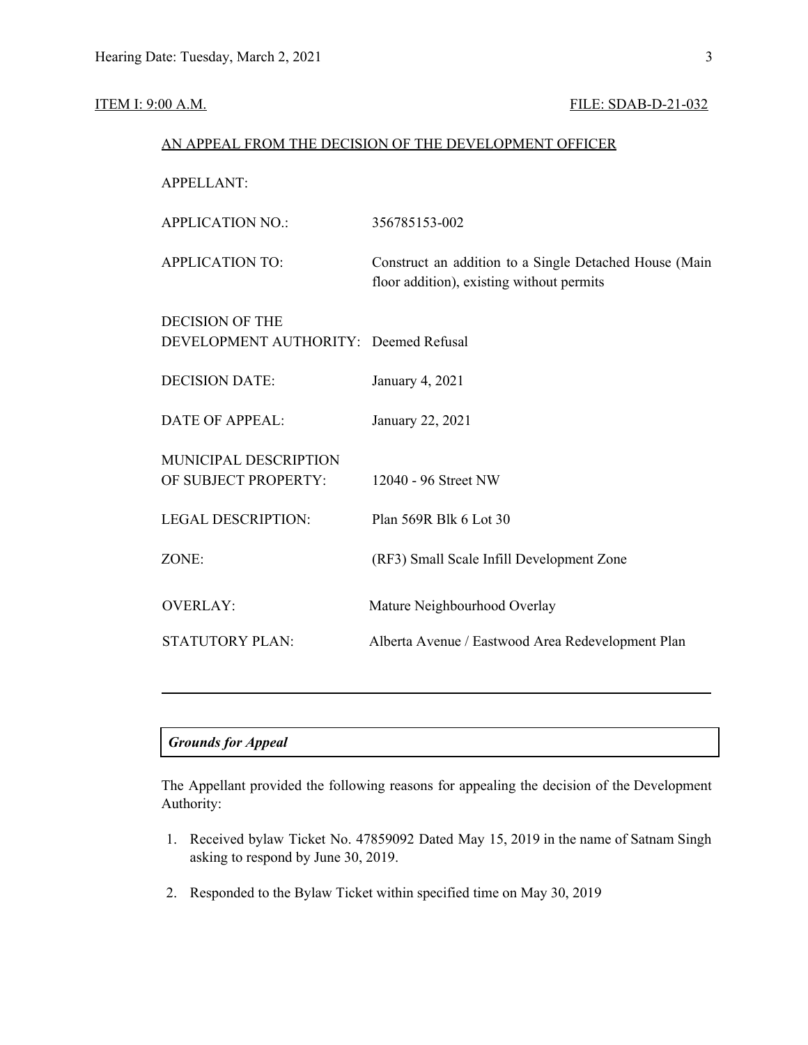ITEM I: 9:00 A.M. FILE: SDAB-D-21-032

AN APPEAL FROM THE DECISION OF THE DEVELOPMENT OFFICER

APPELLANT:

APPLICATION NO.: 356785153-002

APPLICATION TO: Construct an addition to a Single Detached House (Main floor addition), existing without permits

DECISION OF THE DEVELOPMENT AUTHORITY: Deemed Refusal

DECISION DATE: January 4, 2021

DATE OF APPEAL: January 22, 2021

MUNICIPAL DESCRIPTION OF SUBJECT PROPERTY: 12040 - 96 Street NW

LEGAL DESCRIPTION: Plan 569R Blk 6 Lot 30

ZONE: (RF3) Small Scale Infill Development Zone

OVERLAY: Mature Neighbourhood Overlay

STATUTORY PLAN: Alberta Avenue / Eastwood Area Redevelopment Plan

---

***Grounds for Appeal***

The Appellant provided the following reasons for appealing the decision of the Development Authority:

1. Received bylaw Ticket No. 47859092 Dated May 15, 2019 in the name of Satnam Singh asking to respond by June 30, 2019.
2. Responded to the Bylaw Ticket within specified time on May 30, 2019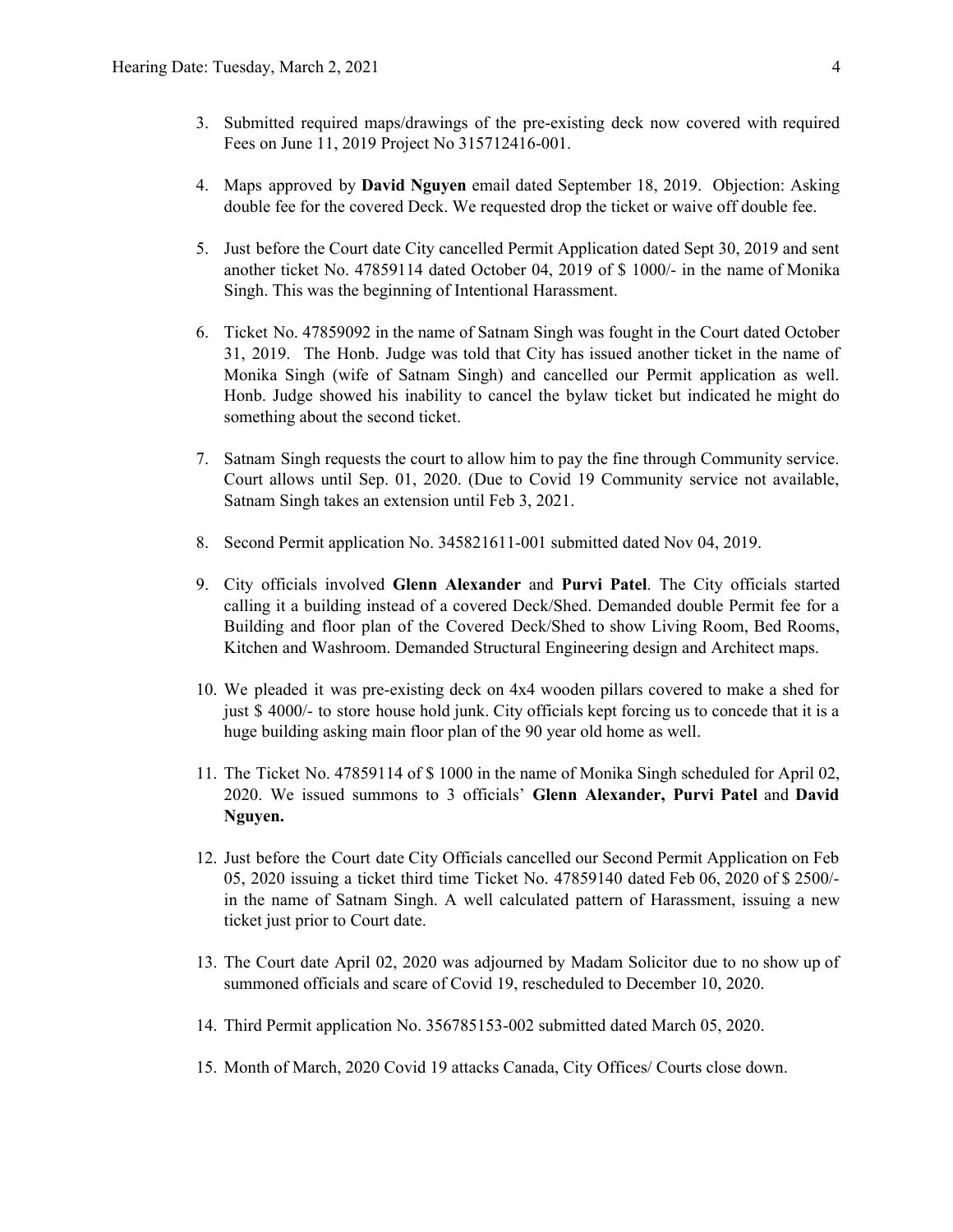3. Submitted required maps/drawings of the pre-existing deck now covered with required Fees on June 11, 2019 Project No 315712416-001.

4. Maps approved by **David Nguyen** email dated September 18, 2019. Objection: Asking double fee for the covered Deck. We requested drop the ticket or waive off double fee.

5. Just before the Court date City cancelled Permit Application dated Sept 30, 2019 and sent another ticket No. 47859114 dated October 04, 2019 of $ 1000/- in the name of Monika Singh. This was the beginning of Intentional Harassment.

6. Ticket No. 47859092 in the name of Satnam Singh was fought in the Court dated October 31, 2019. The Honb. Judge was told that City has issued another ticket in the name of Monika Singh (wife of Satnam Singh) and cancelled our Permit application as well. Honb. Judge showed his inability to cancel the bylaw ticket but indicated he might do something about the second ticket.

7. Satnam Singh requests the court to allow him to pay the fine through Community service. Court allows until Sep. 01, 2020. (Due to Covid 19 Community service not available, Satnam Singh takes an extension until Feb 3, 2021.

8. Second Permit application No. 345821611-001 submitted dated Nov 04, 2019.

9. City officials involved **Glenn Alexander** and **Purvi Patel**. The City officials started calling it a building instead of a covered Deck/Shed. Demanded double Permit fee for a Building and floor plan of the Covered Deck/Shed to show Living Room, Bed Rooms, Kitchen and Washroom. Demanded Structural Engineering design and Architect maps.

10. We pleaded it was pre-existing deck on 4x4 wooden pillars covered to make a shed for just $ 4000/- to store house hold junk. City officials kept forcing us to concede that it is a huge building asking main floor plan of the 90 year old home as well.

11. The Ticket No. 47859114 of $ 1000 in the name of Monika Singh scheduled for April 02, 2020. We issued summons to 3 officials' **Glenn Alexander, Purvi Patel** and **David Nguyen.**

12. Just before the Court date City Officials cancelled our Second Permit Application on Feb 05, 2020 issuing a ticket third time Ticket No. 47859140 dated Feb 06, 2020 of $ 2500/- in the name of Satnam Singh. A well calculated pattern of Harassment, issuing a new ticket just prior to Court date.

13. The Court date April 02, 2020 was adjourned by Madam Solicitor due to no show up of summoned officials and scare of Covid 19, rescheduled to December 10, 2020.

14. Third Permit application No. 356785153-002 submitted dated March 05, 2020.

15. Month of March, 2020 Covid 19 attacks Canada, City Offices/ Courts close down.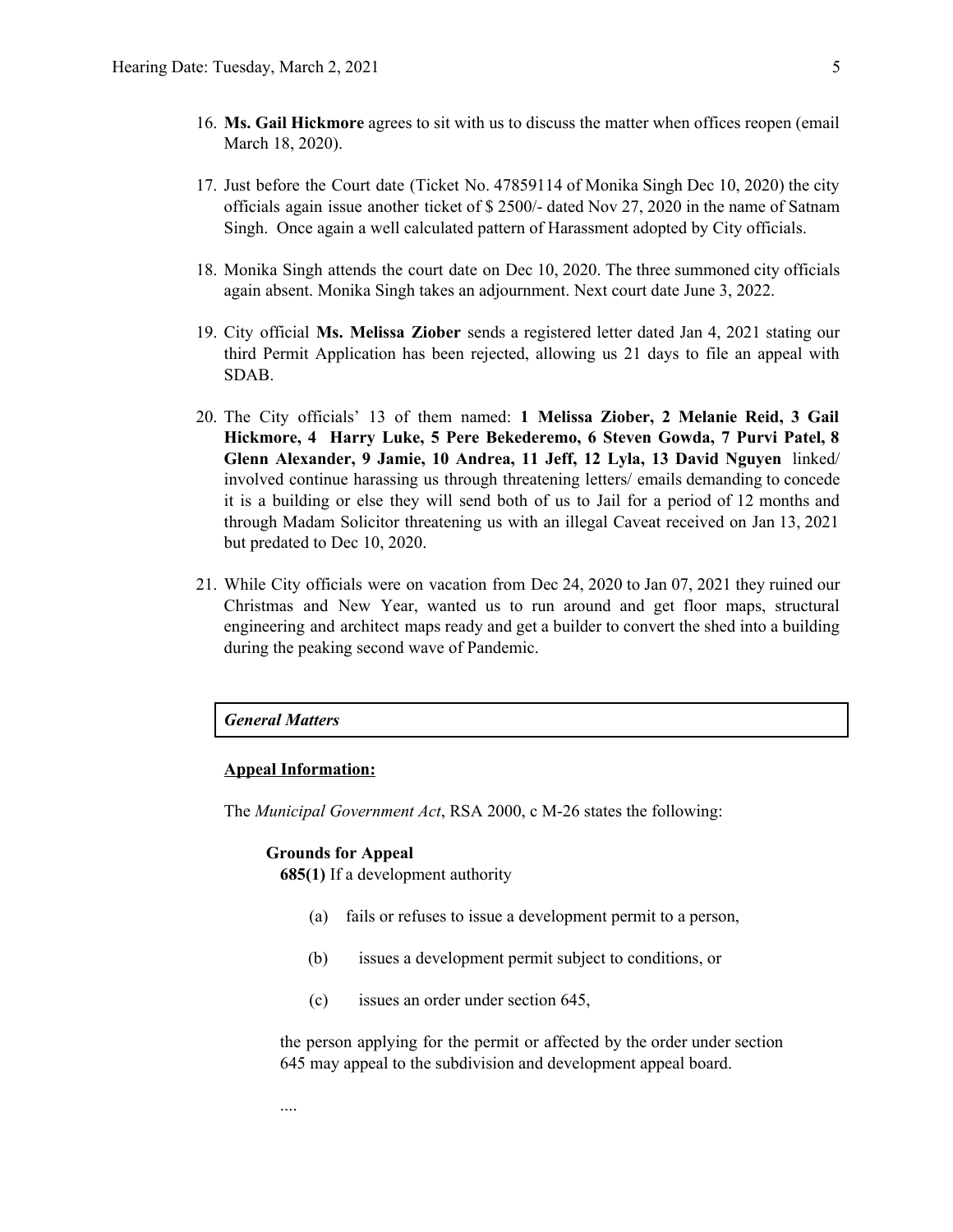16. **Ms. Gail Hickmore** agrees to sit with us to discuss the matter when offices reopen (email March 18, 2020).

17. Just before the Court date (Ticket No. 47859114 of Monika Singh Dec 10, 2020) the city officials again issue another ticket of $ 2500/- dated Nov 27, 2020 in the name of Satnam Singh. Once again a well calculated pattern of Harassment adopted by City officials.

18. Monika Singh attends the court date on Dec 10, 2020. The three summoned city officials again absent. Monika Singh takes an adjournment. Next court date June 3, 2022.

19. City official **Ms. Melissa Ziober** sends a registered letter dated Jan 4, 2021 stating our third Permit Application has been rejected, allowing us 21 days to file an appeal with SDAB.

20. The City officials' 13 of them named: **1 Melissa Ziober, 2 Melanie Reid, 3 Gail Hickmore, 4 Harry Luke, 5 Pere Bekederemo, 6 Steven Gowda, 7 Purvi Patel, 8 Glenn Alexander, 9 Jamie, 10 Andrea, 11 Jeff, 12 Lyla, 13 David Nguyen** linked/ involved continue harassing us through threatening letters/ emails demanding to concede it is a building or else they will send both of us to Jail for a period of 12 months and through Madam Solicitor threatening us with an illegal Caveat received on Jan 13, 2021 but predated to Dec 10, 2020.

21. While City officials were on vacation from Dec 24, 2020 to Jan 07, 2021 they ruined our Christmas and New Year, wanted us to run around and get floor maps, structural engineering and architect maps ready and get a builder to convert the shed into a building during the peaking second wave of Pandemic.

***General Matters***

**Appeal Information:**

The *Municipal Government Act*, RSA 2000, c M-26 states the following:

**Grounds for Appeal**

**685(1)** If a development authority

(a) fails or refuses to issue a development permit to a person,

(b) issues a development permit subject to conditions, or

(c) issues an order under section 645,

the person applying for the permit or affected by the order under section 645 may appeal to the subdivision and development appeal board.

....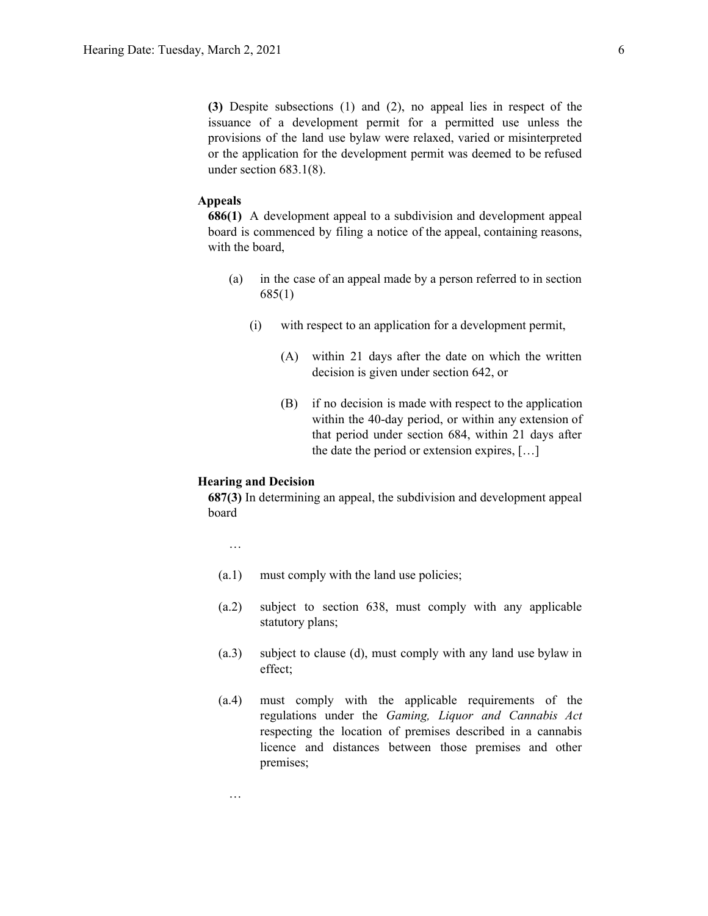**(3)** Despite subsections (1) and (2), no appeal lies in respect of the issuance of a development permit for a permitted use unless the provisions of the land use bylaw were relaxed, varied or misinterpreted or the application for the development permit was deemed to be refused under section 683.1(8).

**Appeals**

**686(1)** A development appeal to a subdivision and development appeal board is commenced by filing a notice of the appeal, containing reasons, with the board,

(a) in the case of an appeal made by a person referred to in section 685(1)

(i) with respect to an application for a development permit,

(A) within 21 days after the date on which the written decision is given under section 642, or

(B) if no decision is made with respect to the application within the 40-day period, or within any extension of that period under section 684, within 21 days after the date the period or extension expires, […]

**Hearing and Decision**

**687(3)** In determining an appeal, the subdivision and development appeal board

…

(a.1) must comply with the land use policies;

(a.2) subject to section 638, must comply with any applicable statutory plans;

(a.3) subject to clause (d), must comply with any land use bylaw in effect;

(a.4) must comply with the applicable requirements of the regulations under the *Gaming, Liquor and Cannabis Act* respecting the location of premises described in a cannabis licence and distances between those premises and other premises;

…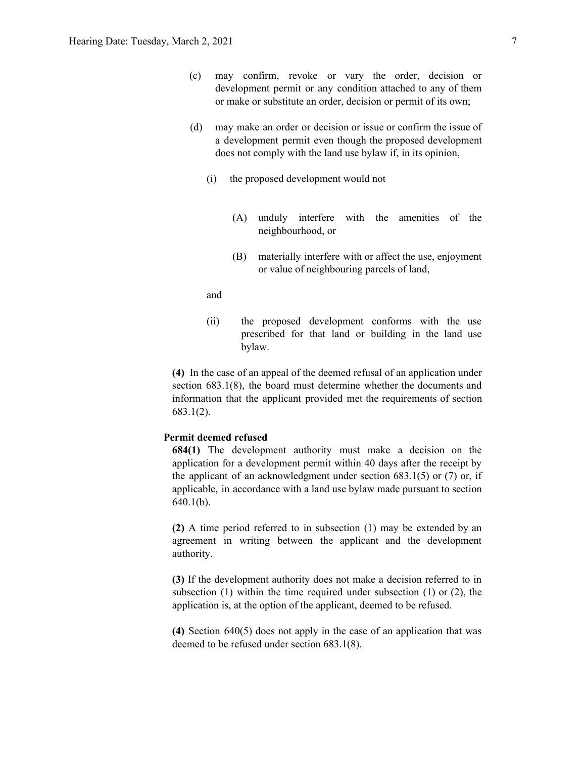(c) may confirm, revoke or vary the order, decision or development permit or any condition attached to any of them or make or substitute an order, decision or permit of its own;

(d) may make an order or decision or issue or confirm the issue of a development permit even though the proposed development does not comply with the land use bylaw if, in its opinion,

(i) the proposed development would not

(A) unduly interfere with the amenities of the neighbourhood, or

(B) materially interfere with or affect the use, enjoyment or value of neighbouring parcels of land,

and

(ii) the proposed development conforms with the use prescribed for that land or building in the land use bylaw.

**(4)** In the case of an appeal of the deemed refusal of an application under section 683.1(8), the board must determine whether the documents and information that the applicant provided met the requirements of section 683.1(2).

**Permit deemed refused**

**684(1)** The development authority must make a decision on the application for a development permit within 40 days after the receipt by the applicant of an acknowledgment under section 683.1(5) or (7) or, if applicable, in accordance with a land use bylaw made pursuant to section 640.1(b).

**(2)** A time period referred to in subsection (1) may be extended by an agreement in writing between the applicant and the development authority.

**(3)** If the development authority does not make a decision referred to in subsection (1) within the time required under subsection (1) or (2), the application is, at the option of the applicant, deemed to be refused.

**(4)** Section 640(5) does not apply in the case of an application that was deemed to be refused under section 683.1(8).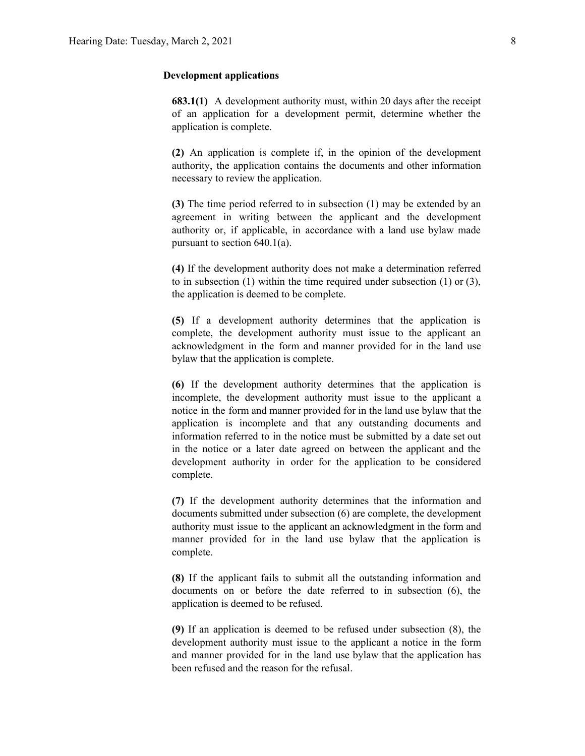**Development applications**

**683.1(1)** A development authority must, within 20 days after the receipt of an application for a development permit, determine whether the application is complete.

**(2)** An application is complete if, in the opinion of the development authority, the application contains the documents and other information necessary to review the application.

**(3)** The time period referred to in subsection (1) may be extended by an agreement in writing between the applicant and the development authority or, if applicable, in accordance with a land use bylaw made pursuant to section 640.1(a).

**(4)** If the development authority does not make a determination referred to in subsection (1) within the time required under subsection (1) or (3), the application is deemed to be complete.

**(5)** If a development authority determines that the application is complete, the development authority must issue to the applicant an acknowledgment in the form and manner provided for in the land use bylaw that the application is complete.

**(6)** If the development authority determines that the application is incomplete, the development authority must issue to the applicant a notice in the form and manner provided for in the land use bylaw that the application is incomplete and that any outstanding documents and information referred to in the notice must be submitted by a date set out in the notice or a later date agreed on between the applicant and the development authority in order for the application to be considered complete.

**(7)** If the development authority determines that the information and documents submitted under subsection (6) are complete, the development authority must issue to the applicant an acknowledgment in the form and manner provided for in the land use bylaw that the application is complete.

**(8)** If the applicant fails to submit all the outstanding information and documents on or before the date referred to in subsection (6), the application is deemed to be refused.

**(9)** If an application is deemed to be refused under subsection (8), the development authority must issue to the applicant a notice in the form and manner provided for in the land use bylaw that the application has been refused and the reason for the refusal.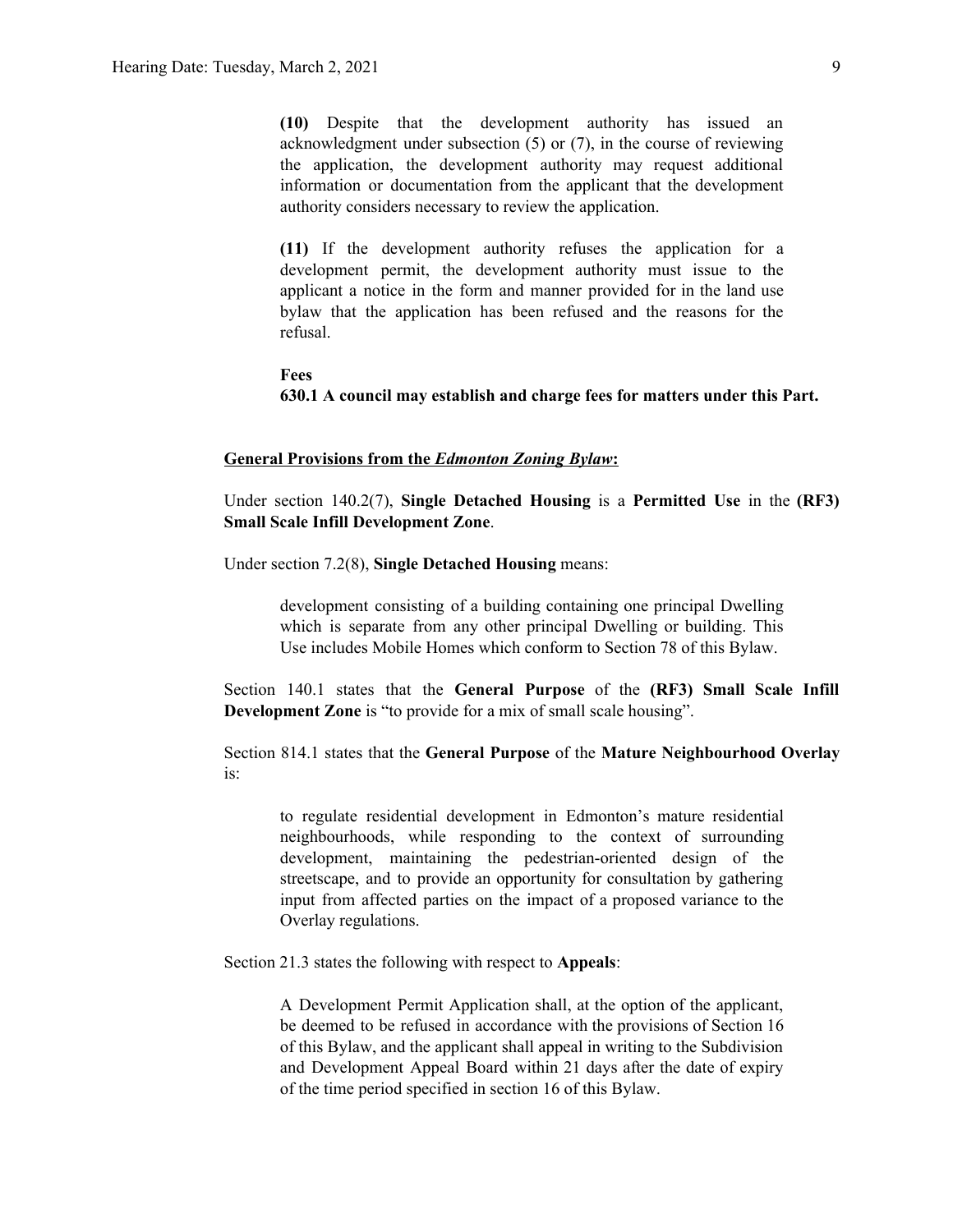**(10)** Despite that the development authority has issued an acknowledgment under subsection (5) or (7), in the course of reviewing the application, the development authority may request additional information or documentation from the applicant that the development authority considers necessary to review the application.

**(11)** If the development authority refuses the application for a development permit, the development authority must issue to the applicant a notice in the form and manner provided for in the land use bylaw that the application has been refused and the reasons for the refusal.

**Fees**
**630.1 A council may establish and charge fees for matters under this Part.**

**General Provisions from the *Edmonton Zoning Bylaw*:**

Under section 140.2(7), **Single Detached Housing** is a **Permitted Use** in the **(RF3) Small Scale Infill Development Zone**.

Under section 7.2(8), **Single Detached Housing** means:

> development consisting of a building containing one principal Dwelling which is separate from any other principal Dwelling or building. This Use includes Mobile Homes which conform to Section 78 of this Bylaw.

Section 140.1 states that the **General Purpose** of the **(RF3) Small Scale Infill Development Zone** is "to provide for a mix of small scale housing".

Section 814.1 states that the **General Purpose** of the **Mature Neighbourhood Overlay** is:

> to regulate residential development in Edmonton's mature residential neighbourhoods, while responding to the context of surrounding development, maintaining the pedestrian-oriented design of the streetscape, and to provide an opportunity for consultation by gathering input from affected parties on the impact of a proposed variance to the Overlay regulations.

Section 21.3 states the following with respect to **Appeals**:

> A Development Permit Application shall, at the option of the applicant, be deemed to be refused in accordance with the provisions of Section 16 of this Bylaw, and the applicant shall appeal in writing to the Subdivision and Development Appeal Board within 21 days after the date of expiry of the time period specified in section 16 of this Bylaw.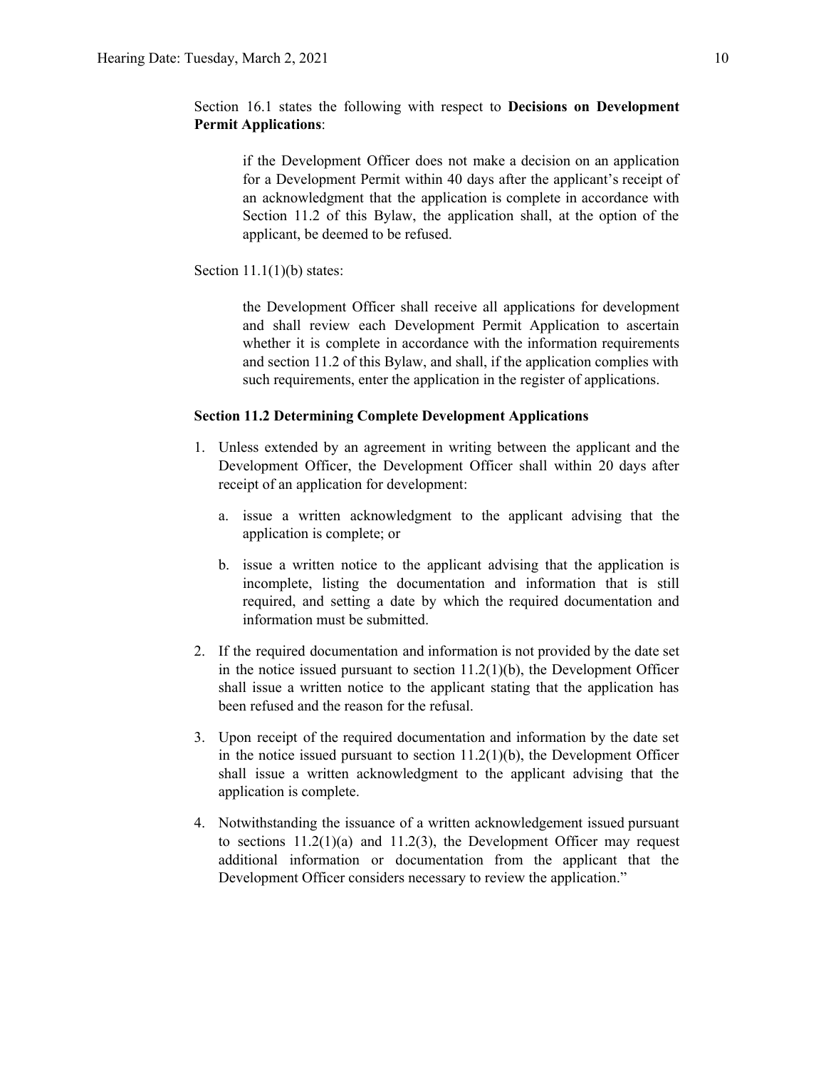Section 16.1 states the following with respect to **Decisions on Development Permit Applications**:

> if the Development Officer does not make a decision on an application for a Development Permit within 40 days after the applicant's receipt of an acknowledgment that the application is complete in accordance with Section 11.2 of this Bylaw, the application shall, at the option of the applicant, be deemed to be refused.

Section 11.1(1)(b) states:

> the Development Officer shall receive all applications for development and shall review each Development Permit Application to ascertain whether it is complete in accordance with the information requirements and section 11.2 of this Bylaw, and shall, if the application complies with such requirements, enter the application in the register of applications.

**Section 11.2 Determining Complete Development Applications**

1. Unless extended by an agreement in writing between the applicant and the Development Officer, the Development Officer shall within 20 days after receipt of an application for development:

    a. issue a written acknowledgment to the applicant advising that the application is complete; or

    b. issue a written notice to the applicant advising that the application is incomplete, listing the documentation and information that is still required, and setting a date by which the required documentation and information must be submitted.

2. If the required documentation and information is not provided by the date set in the notice issued pursuant to section 11.2(1)(b), the Development Officer shall issue a written notice to the applicant stating that the application has been refused and the reason for the refusal.

3. Upon receipt of the required documentation and information by the date set in the notice issued pursuant to section 11.2(1)(b), the Development Officer shall issue a written acknowledgment to the applicant advising that the application is complete.

4. Notwithstanding the issuance of a written acknowledgement issued pursuant to sections 11.2(1)(a) and 11.2(3), the Development Officer may request additional information or documentation from the applicant that the Development Officer considers necessary to review the application."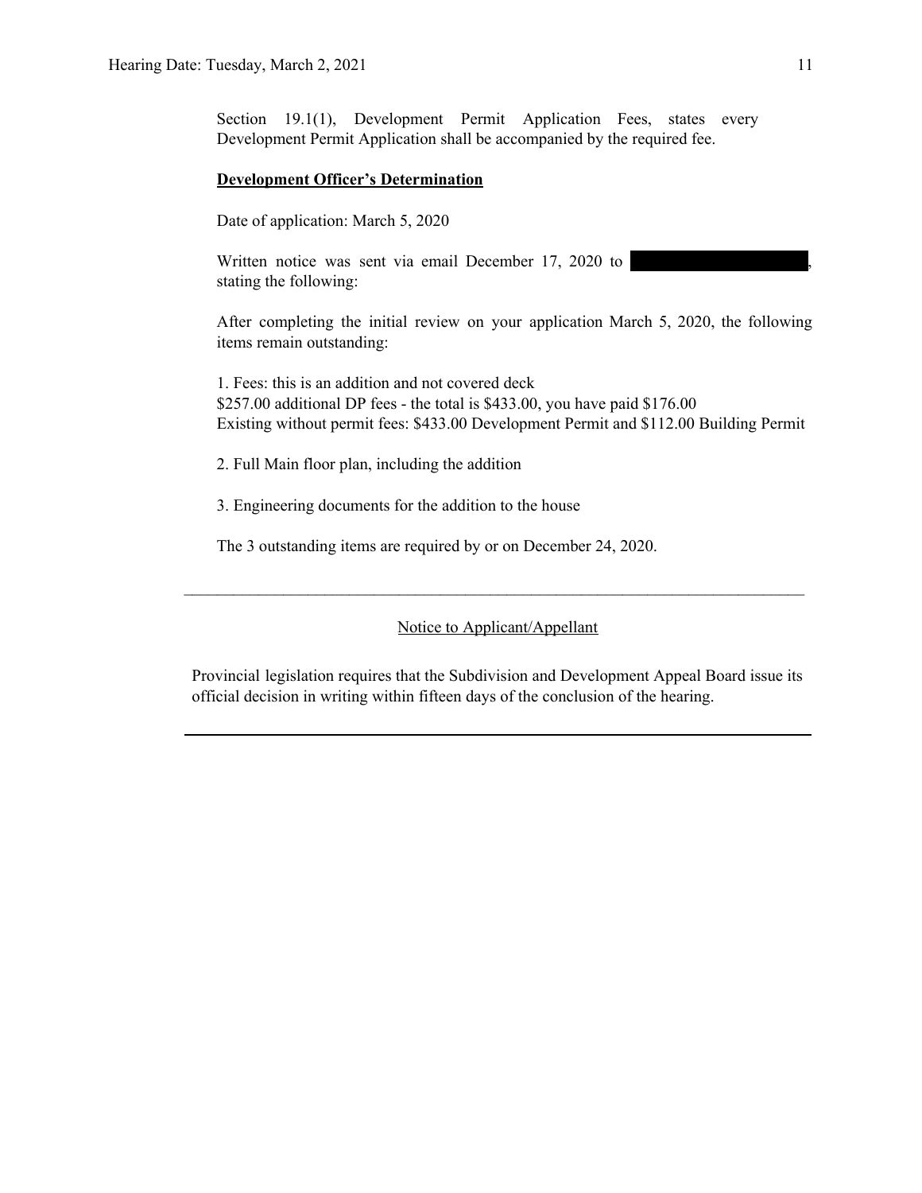Section 19.1(1), Development Permit Application Fees, states every Development Permit Application shall be accompanied by the required fee.

**Development Officer's Determination**

Date of application: March 5, 2020

Written notice was sent via email December 17, 2020 to [REDACTED], stating the following:

After completing the initial review on your application March 5, 2020, the following items remain outstanding:

1. Fees: this is an addition and not covered deck
$257.00 additional DP fees - the total is $433.00, you have paid $176.00
Existing without permit fees: $433.00 Development Permit and $112.00 Building Permit

2. Full Main floor plan, including the addition

3. Engineering documents for the addition to the house

The 3 outstanding items are required by or on December 24, 2020.

---

Notice to Applicant/Appellant

Provincial legislation requires that the Subdivision and Development Appeal Board issue its official decision in writing within fifteen days of the conclusion of the hearing.

---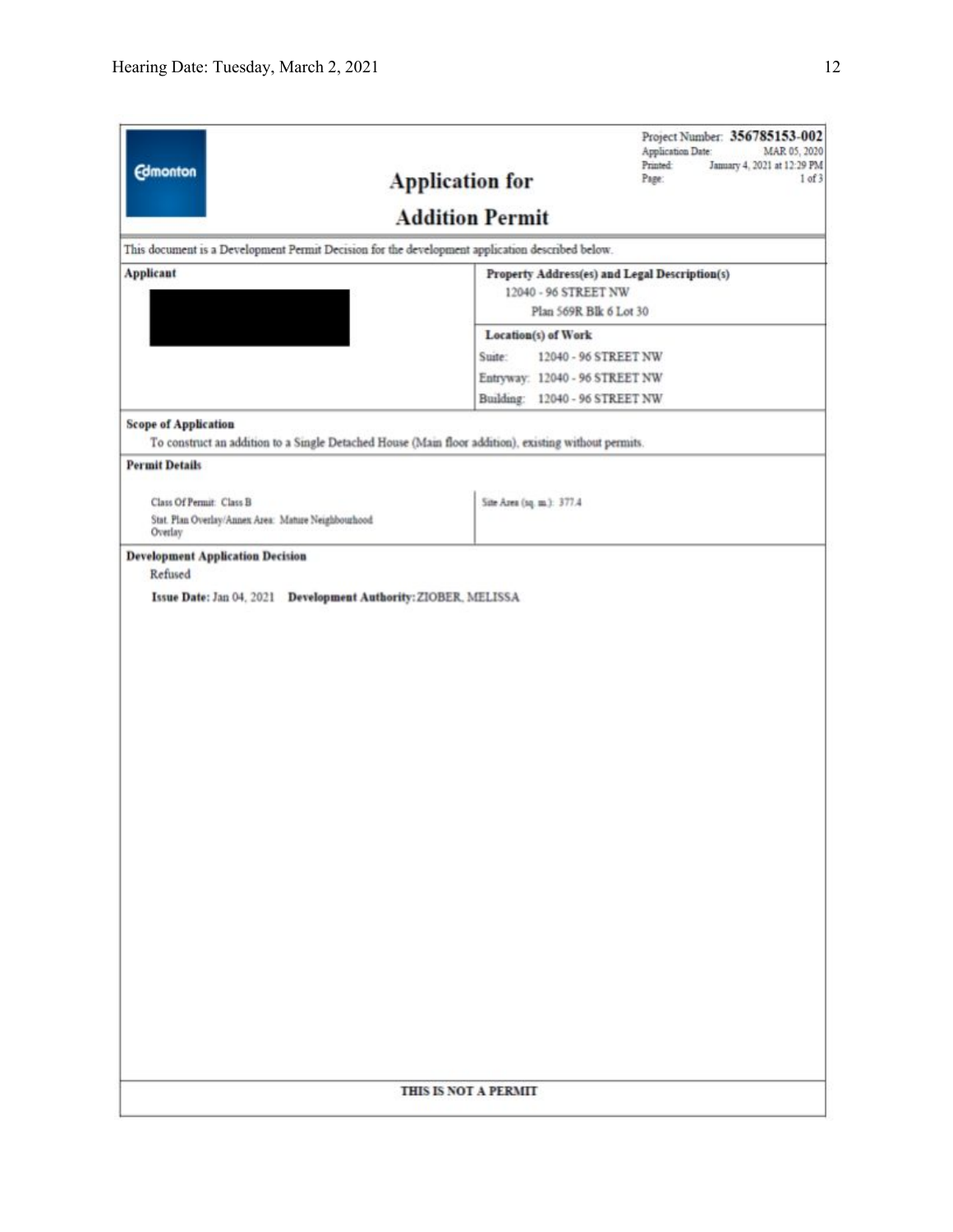Edmonton

# Application for Addition Permit

Project Number: **356785153-002**
Application Date: MAR 05, 2020
Printed: January 4, 2021 at 12:29 PM
Page: 1 of 3

This document is a Development Permit Decision for the development application described below.

**Applicant**

**Property Address(es) and Legal Description(s)**
12040 - 96 STREET NW
Plan 569R Blk 6 Lot 30

**Location(s) of Work**
Suite: 12040 - 96 STREET NW
Entryway: 12040 - 96 STREET NW
Building: 12040 - 96 STREET NW

**Scope of Application**
To construct an addition to a Single Detached House (Main floor addition), existing without permits.

**Permit Details**

Class Of Permit: Class B
Stat. Plan Overlay/Annex Area: Mature Neighbourhood Overlay

Site Area (sq. m.): 377.4

**Development Application Decision**
Refused

**Issue Date:** Jan 04, 2021 **Development Authority:** ZIOBER, MELISSA

**THIS IS NOT A PERMIT**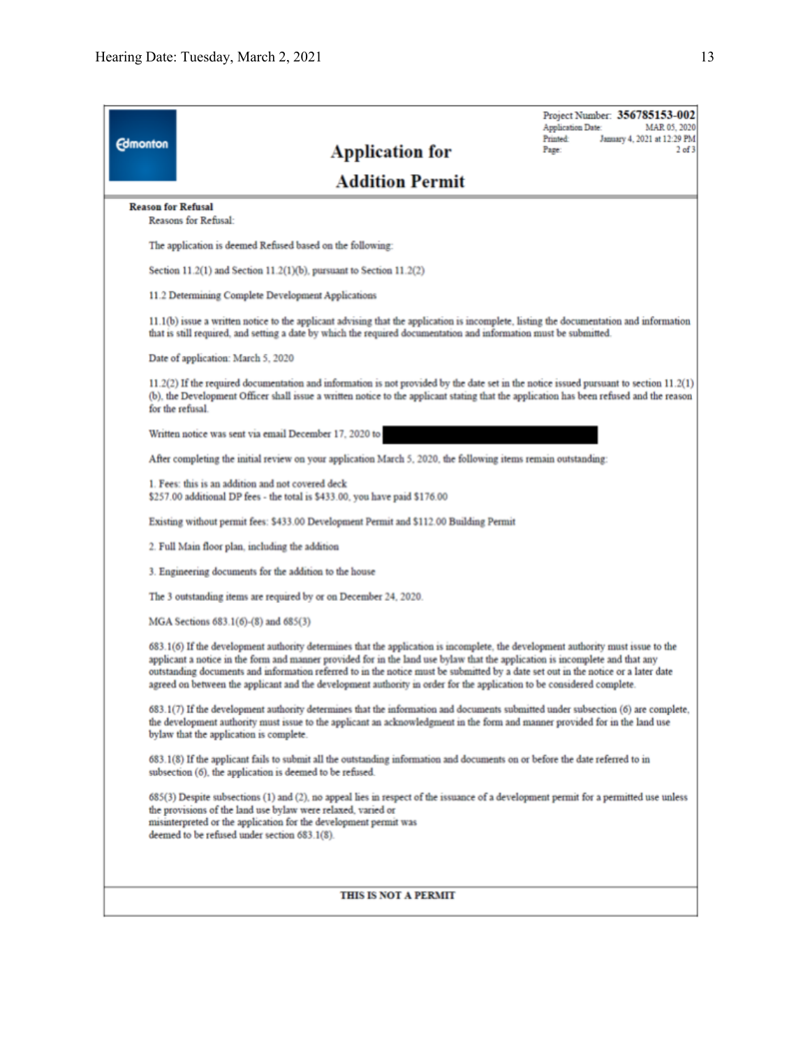Edmonton

Project Number: **356785153-002**
Application Date: MAR 05, 2020
Printed: January 4, 2021 at 12:29 PM
Page: 2 of 3

# Application for Addition Permit

**Reason for Refusal**

Reasons for Refusal:

The application is deemed Refused based on the following:

Section 11.2(1) and Section 11.2(1)(b), pursuant to Section 11.2(2)

11.2 Determining Complete Development Applications

11.1(b) issue a written notice to the applicant advising that the application is incomplete, listing the documentation and information that is still required, and setting a date by which the required documentation and information must be submitted.

Date of application: March 5, 2020

11.2(2) If the required documentation and information is not provided by the date set in the notice issued pursuant to section 11.2(1)(b), the Development Officer shall issue a written notice to the applicant stating that the application has been refused and the reason for the refusal.

Written notice was sent via email December 17, 2020 to [REDACTED]

After completing the initial review on your application March 5, 2020, the following items remain outstanding:

1. Fees: this is an addition and not covered deck
$257.00 additional DP fees - the total is $433.00, you have paid $176.00

Existing without permit fees: $433.00 Development Permit and $112.00 Building Permit

2. Full Main floor plan, including the addition

3. Engineering documents for the addition to the house

The 3 outstanding items are required by or on December 24, 2020.

MGA Sections 683.1(6)-(8) and 685(3)

683.1(6) If the development authority determines that the application is incomplete, the development authority must issue to the applicant a notice in the form and manner provided for in the land use bylaw that the application is incomplete and that any outstanding documents and information referred to in the notice must be submitted by a date set out in the notice or a later date agreed on between the applicant and the development authority in order for the application to be considered complete.

683.1(7) If the development authority determines that the information and documents submitted under subsection (6) are complete, the development authority must issue to the applicant an acknowledgment in the form and manner provided for in the land use bylaw that the application is complete.

683.1(8) If the applicant fails to submit all the outstanding information and documents on or before the date referred to in subsection (6), the application is deemed to be refused.

685(3) Despite subsections (1) and (2), no appeal lies in respect of the issuance of a development permit for a permitted use unless the provisions of the land use bylaw were relaxed, varied or misinterpreted or the application for the development permit was deemed to be refused under section 683.1(8).

**THIS IS NOT A PERMIT**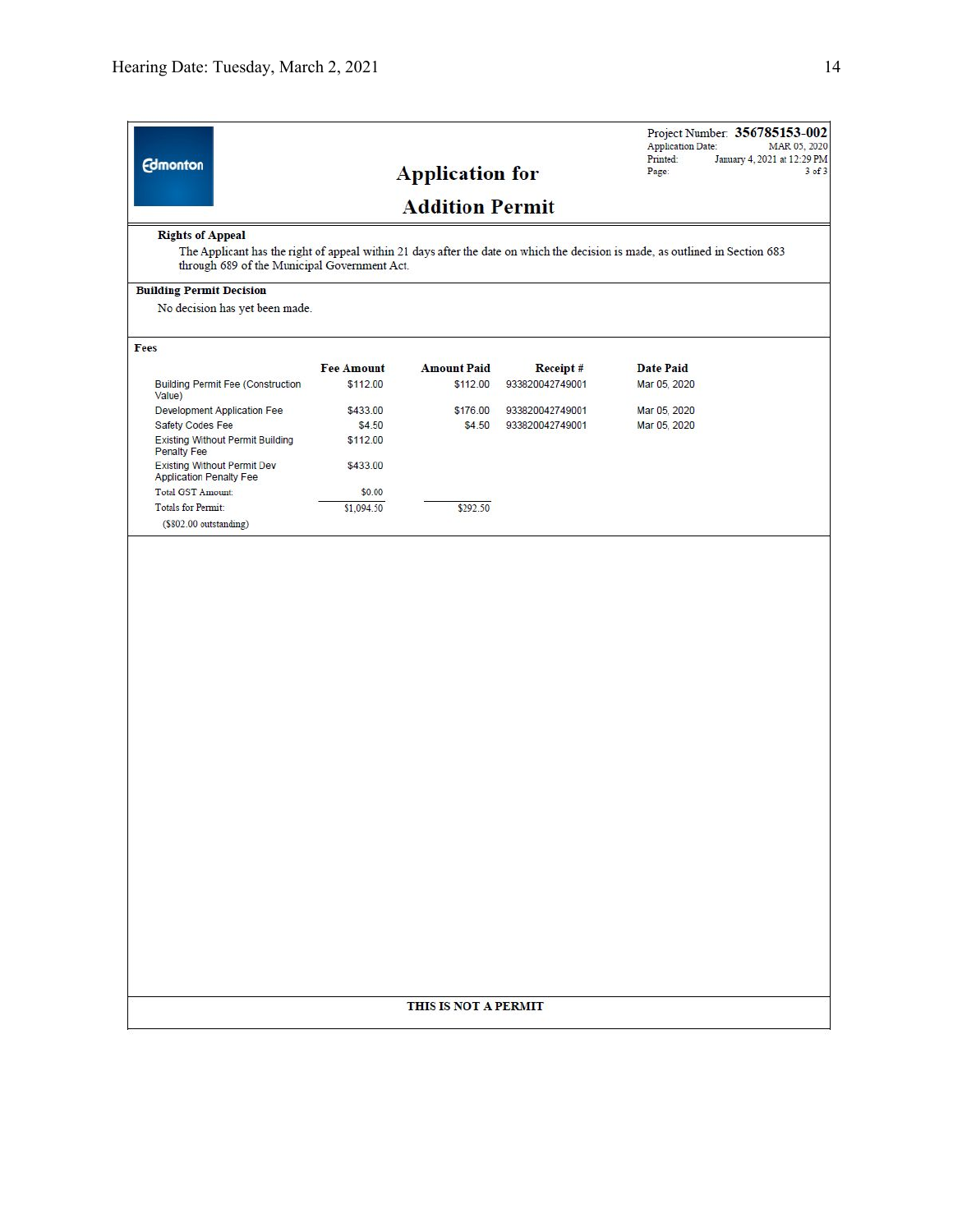Edmonton

# Application for Addition Permit

Project Number: **356785153-002**
Application Date: MAR 05, 2020
Printed: January 4, 2021 at 12:29 PM
Page: 3 of 3

**Rights of Appeal**

The Applicant has the right of appeal within 21 days after the date on which the decision is made, as outlined in Section 683 through 689 of the Municipal Government Act.

**Building Permit Decision**

No decision has yet been made.

**Fees**

| | Fee Amount | Amount Paid | Receipt # | Date Paid |
|---|---|---|---|---|
| Building Permit Fee (Construction Value) | $112.00 | $112.00 | 933820042749001 | Mar 05, 2020 |
| Development Application Fee | $433.00 | $176.00 | 933820042749001 | Mar 05, 2020 |
| Safety Codes Fee | $4.50 | $4.50 | 933820042749001 | Mar 05, 2020 |
| Existing Without Permit Building Penalty Fee | $112.00 | | | |
| Existing Without Permit Dev Application Penalty Fee | $433.00 | | | |
| Total GST Amount: | $0.00 | | | |
| Totals for Permit: | $1,094.50 | $292.50 | | |
| ($802.00 outstanding) | | | | |

**THIS IS NOT A PERMIT**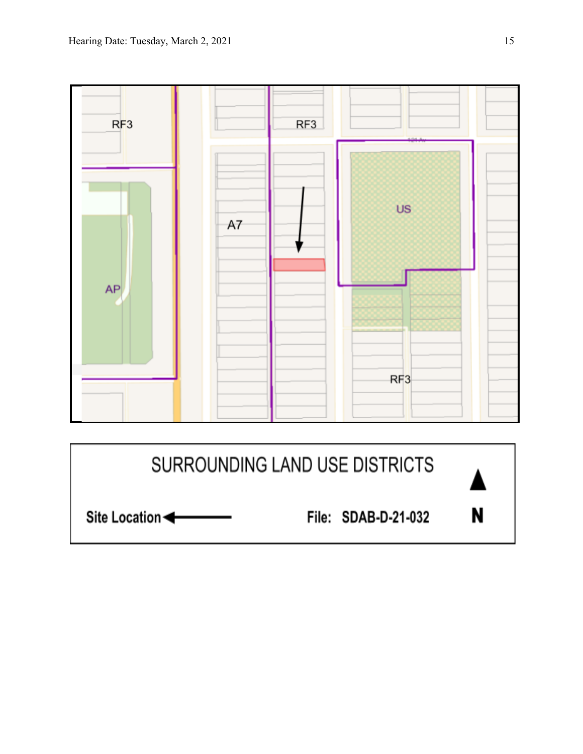RF3

RF3

A7

US

AP

RF3

SURROUNDING LAND USE DISTRICTS

Site Location

File: SDAB-D-21-032

N